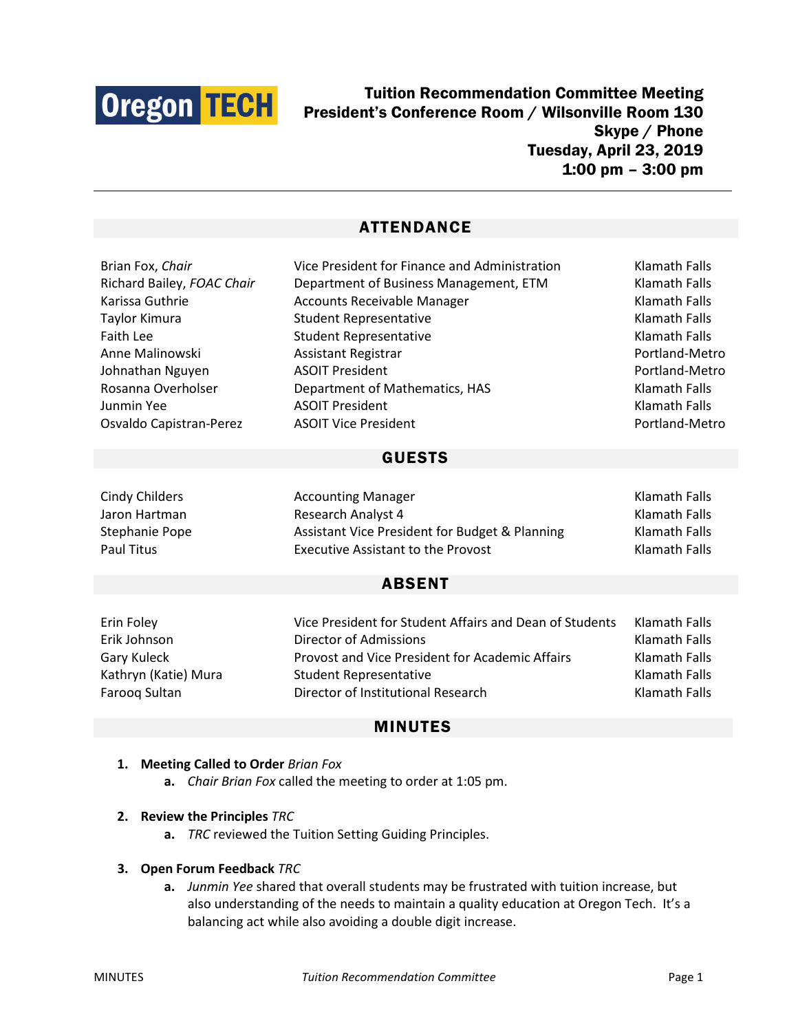# Tuition Recommendation Committee Meeting
## President's Conference Room / Wilsonville Room 130
## Skype / Phone
## Tuesday, April 23, 2019
## 1:00 pm – 3:00 pm

## ATTENDANCE

| | | |
|---|---|---|
| Brian Fox, *Chair* | Vice President for Finance and Administration | Klamath Falls |
| Richard Bailey, *FOAC Chair* | Department of Business Management, ETM | Klamath Falls |
| Karissa Guthrie | Accounts Receivable Manager | Klamath Falls |
| Taylor Kimura | Student Representative | Klamath Falls |
| Faith Lee | Student Representative | Klamath Falls |
| Anne Malinowski | Assistant Registrar | Portland-Metro |
| Johnathan Nguyen | ASOIT President | Portland-Metro |
| Rosanna Overholser | Department of Mathematics, HAS | Klamath Falls |
| Junmin Yee | ASOIT President | Klamath Falls |
| Osvaldo Capistran-Perez | ASOIT Vice President | Portland-Metro |

## GUESTS

| | | |
|---|---|---|
| Cindy Childers | Accounting Manager | Klamath Falls |
| Jaron Hartman | Research Analyst 4 | Klamath Falls |
| Stephanie Pope | Assistant Vice President for Budget & Planning | Klamath Falls |
| Paul Titus | Executive Assistant to the Provost | Klamath Falls |

## ABSENT

| | | |
|---|---|---|
| Erin Foley | Vice President for Student Affairs and Dean of Students | Klamath Falls |
| Erik Johnson | Director of Admissions | Klamath Falls |
| Gary Kuleck | Provost and Vice President for Academic Affairs | Klamath Falls |
| Kathryn (Katie) Mura | Student Representative | Klamath Falls |
| Farooq Sultan | Director of Institutional Research | Klamath Falls |

## MINUTES

1. **Meeting Called to Order** *Brian Fox*
   a. *Chair Brian Fox* called the meeting to order at 1:05 pm.

2. **Review the Principles** *TRC*
   a. *TRC* reviewed the Tuition Setting Guiding Principles.

3. **Open Forum Feedback** *TRC*
   a. *Junmin Yee* shared that overall students may be frustrated with tuition increase, but also understanding of the needs to maintain a quality education at Oregon Tech. It's a balancing act while also avoiding a double digit increase.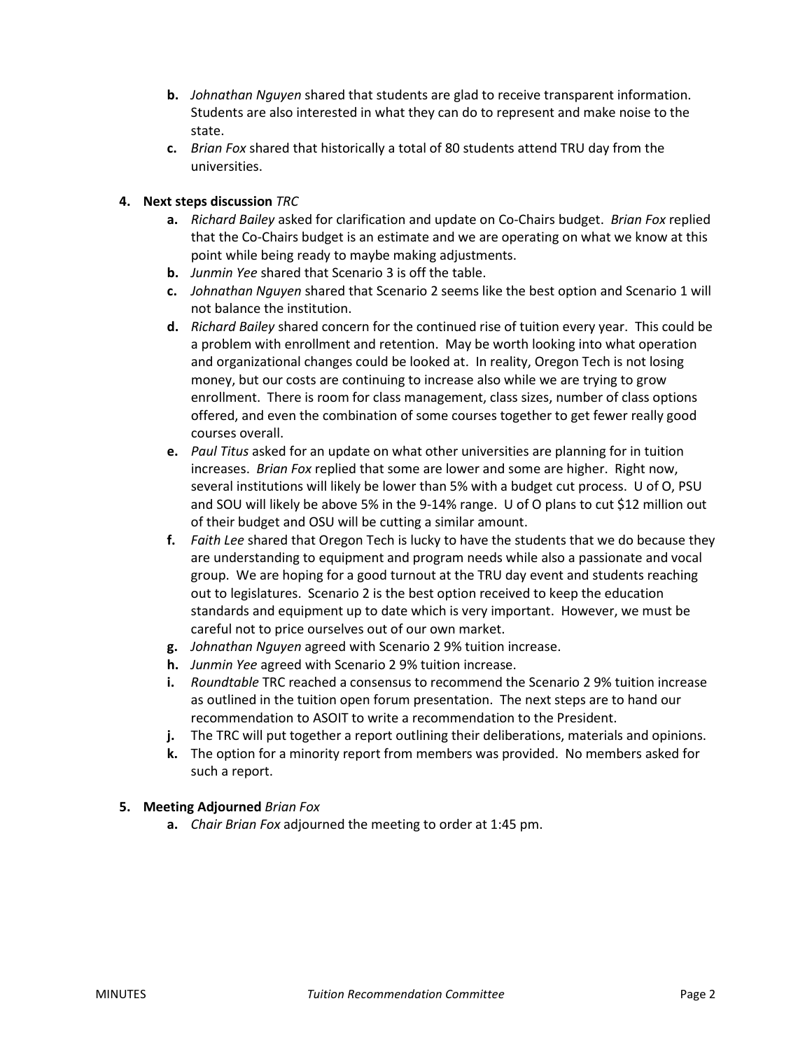b. *Johnathan Nguyen* shared that students are glad to receive transparent information. Students are also interested in what they can do to represent and make noise to the state.
   c. *Brian Fox* shared that historically a total of 80 students attend TRU day from the universities.

4. **Next steps discussion** *TRC*
   a. *Richard Bailey* asked for clarification and update on Co-Chairs budget. *Brian Fox* replied that the Co-Chairs budget is an estimate and we are operating on what we know at this point while being ready to maybe making adjustments.
   b. *Junmin Yee* shared that Scenario 3 is off the table.
   c. *Johnathan Nguyen* shared that Scenario 2 seems like the best option and Scenario 1 will not balance the institution.
   d. *Richard Bailey* shared concern for the continued rise of tuition every year. This could be a problem with enrollment and retention. May be worth looking into what operation and organizational changes could be looked at. In reality, Oregon Tech is not losing money, but our costs are continuing to increase also while we are trying to grow enrollment. There is room for class management, class sizes, number of class options offered, and even the combination of some courses together to get fewer really good courses overall.
   e. *Paul Titus* asked for an update on what other universities are planning for in tuition increases. *Brian Fox* replied that some are lower and some are higher. Right now, several institutions will likely be lower than 5% with a budget cut process. U of O, PSU and SOU will likely be above 5% in the 9-14% range. U of O plans to cut $12 million out of their budget and OSU will be cutting a similar amount.
   f. *Faith Lee* shared that Oregon Tech is lucky to have the students that we do because they are understanding to equipment and program needs while also a passionate and vocal group. We are hoping for a good turnout at the TRU day event and students reaching out to legislatures. Scenario 2 is the best option received to keep the education standards and equipment up to date which is very important. However, we must be careful not to price ourselves out of our own market.
   g. *Johnathan Nguyen* agreed with Scenario 2 9% tuition increase.
   h. *Junmin Yee* agreed with Scenario 2 9% tuition increase.
   i. *Roundtable* TRC reached a consensus to recommend the Scenario 2 9% tuition increase as outlined in the tuition open forum presentation. The next steps are to hand our recommendation to ASOIT to write a recommendation to the President.
   j. The TRC will put together a report outlining their deliberations, materials and opinions.
   k. The option for a minority report from members was provided. No members asked for such a report.

5. **Meeting Adjourned** *Brian Fox*
   a. *Chair Brian Fox* adjourned the meeting to order at 1:45 pm.